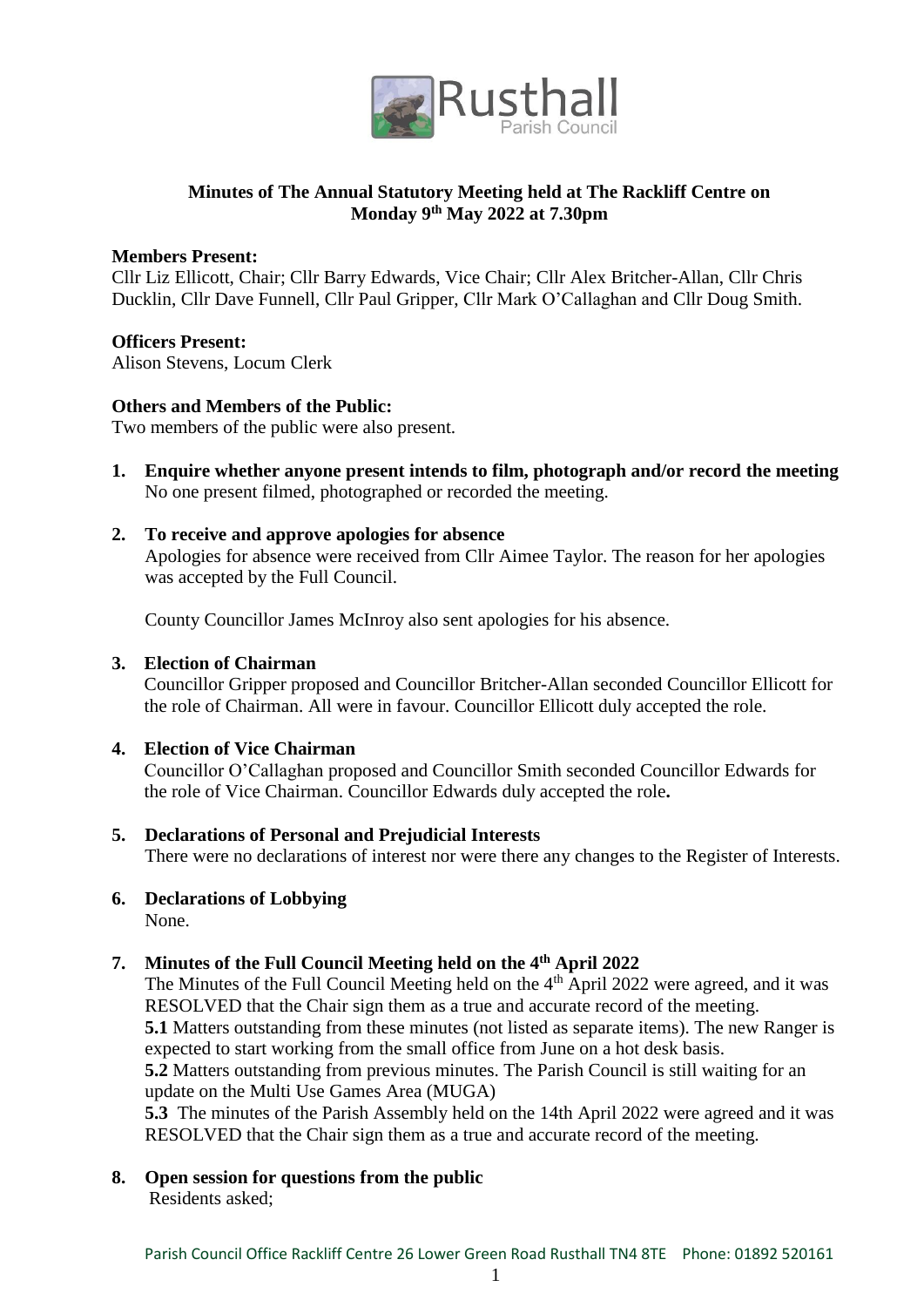Rusthall Parish Council

**Minutes of The Annual Statutory Meeting held at The Rackliff Centre on Monday 9th May 2022 at 7.30pm**

**Members Present:**
Cllr Liz Ellicott, Chair; Cllr Barry Edwards, Vice Chair; Cllr Alex Britcher-Allan, Cllr Chris Ducklin, Cllr Dave Funnell, Cllr Paul Gripper, Cllr Mark O'Callaghan and Cllr Doug Smith.

**Officers Present:**
Alison Stevens, Locum Clerk

**Others and Members of the Public:**
Two members of the public were also present.

1. **Enquire whether anyone present intends to film, photograph and/or record the meeting**
   No one present filmed, photographed or recorded the meeting.

2. **To receive and approve apologies for absence**
   Apologies for absence were received from Cllr Aimee Taylor. The reason for her apologies was accepted by the Full Council.

   County Councillor James McInroy also sent apologies for his absence.

3. **Election of Chairman**
   Councillor Gripper proposed and Councillor Britcher-Allan seconded Councillor Ellicott for the role of Chairman. All were in favour. Councillor Ellicott duly accepted the role.

4. **Election of Vice Chairman**
   Councillor O'Callaghan proposed and Councillor Smith seconded Councillor Edwards for the role of Vice Chairman. Councillor Edwards duly accepted the role**.**

5. **Declarations of Personal and Prejudicial Interests**
   There were no declarations of interest nor were there any changes to the Register of Interests.

6. **Declarations of Lobbying**
   None.

7. **Minutes of the Full Council Meeting held on the 4th April 2022**
   The Minutes of the Full Council Meeting held on the 4th April 2022 were agreed, and it was RESOLVED that the Chair sign them as a true and accurate record of the meeting.
   **5.1** Matters outstanding from these minutes (not listed as separate items). The new Ranger is expected to start working from the small office from June on a hot desk basis.
   **5.2** Matters outstanding from previous minutes. The Parish Council is still waiting for an update on the Multi Use Games Area (MUGA)
   **5.3** The minutes of the Parish Assembly held on the 14th April 2022 were agreed and it was RESOLVED that the Chair sign them as a true and accurate record of the meeting.

8. **Open session for questions from the public**
   Residents asked;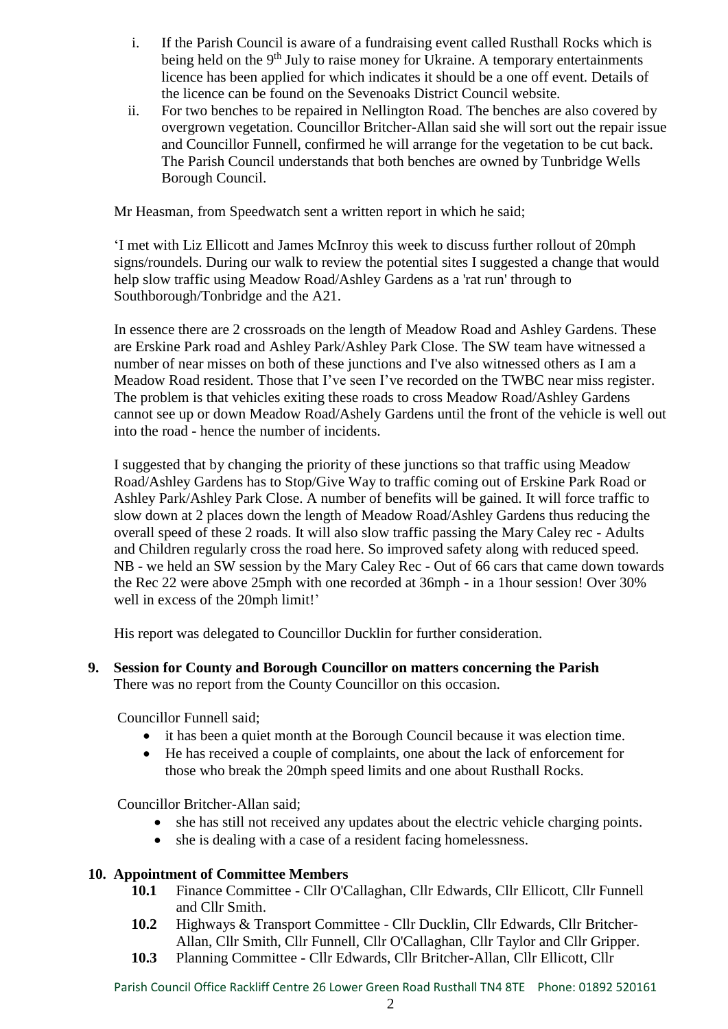i. If the Parish Council is aware of a fundraising event called Rusthall Rocks which is being held on the 9th July to raise money for Ukraine. A temporary entertainments licence has been applied for which indicates it should be a one off event. Details of the licence can be found on the Sevenoaks District Council website.

ii. For two benches to be repaired in Nellington Road. The benches are also covered by overgrown vegetation. Councillor Britcher-Allan said she will sort out the repair issue and Councillor Funnell, confirmed he will arrange for the vegetation to be cut back. The Parish Council understands that both benches are owned by Tunbridge Wells Borough Council.

Mr Heasman, from Speedwatch sent a written report in which he said;

'I met with Liz Ellicott and James McInroy this week to discuss further rollout of 20mph signs/roundels. During our walk to review the potential sites I suggested a change that would help slow traffic using Meadow Road/Ashley Gardens as a 'rat run' through to Southborough/Tonbridge and the A21.

In essence there are 2 crossroads on the length of Meadow Road and Ashley Gardens. These are Erskine Park road and Ashley Park/Ashley Park Close. The SW team have witnessed a number of near misses on both of these junctions and I've also witnessed others as I am a Meadow Road resident. Those that I've seen I've recorded on the TWBC near miss register. The problem is that vehicles exiting these roads to cross Meadow Road/Ashley Gardens cannot see up or down Meadow Road/Ashely Gardens until the front of the vehicle is well out into the road - hence the number of incidents.

I suggested that by changing the priority of these junctions so that traffic using Meadow Road/Ashley Gardens has to Stop/Give Way to traffic coming out of Erskine Park Road or Ashley Park/Ashley Park Close. A number of benefits will be gained. It will force traffic to slow down at 2 places down the length of Meadow Road/Ashley Gardens thus reducing the overall speed of these 2 roads. It will also slow traffic passing the Mary Caley rec - Adults and Children regularly cross the road here. So improved safety along with reduced speed. NB - we held an SW session by the Mary Caley Rec - Out of 66 cars that came down towards the Rec 22 were above 25mph with one recorded at 36mph - in a 1hour session! Over 30% well in excess of the 20mph limit!'

His report was delegated to Councillor Ducklin for further consideration.

**9. Session for County and Borough Councillor on matters concerning the Parish**

There was no report from the County Councillor on this occasion.

Councillor Funnell said;

- it has been a quiet month at the Borough Council because it was election time.
- He has received a couple of complaints, one about the lack of enforcement for those who break the 20mph speed limits and one about Rusthall Rocks.

Councillor Britcher-Allan said;

- she has still not received any updates about the electric vehicle charging points.
- she is dealing with a case of a resident facing homelessness.

**10. Appointment of Committee Members**

**10.1** Finance Committee - Cllr O'Callaghan, Cllr Edwards, Cllr Ellicott, Cllr Funnell and Cllr Smith.

**10.2** Highways & Transport Committee - Cllr Ducklin, Cllr Edwards, Cllr Britcher-Allan, Cllr Smith, Cllr Funnell, Cllr O'Callaghan, Cllr Taylor and Cllr Gripper.

**10.3** Planning Committee - Cllr Edwards, Cllr Britcher-Allan, Cllr Ellicott, Cllr

Parish Council Office Rackliff Centre 26 Lower Green Road Rusthall TN4 8TE Phone: 01892 520161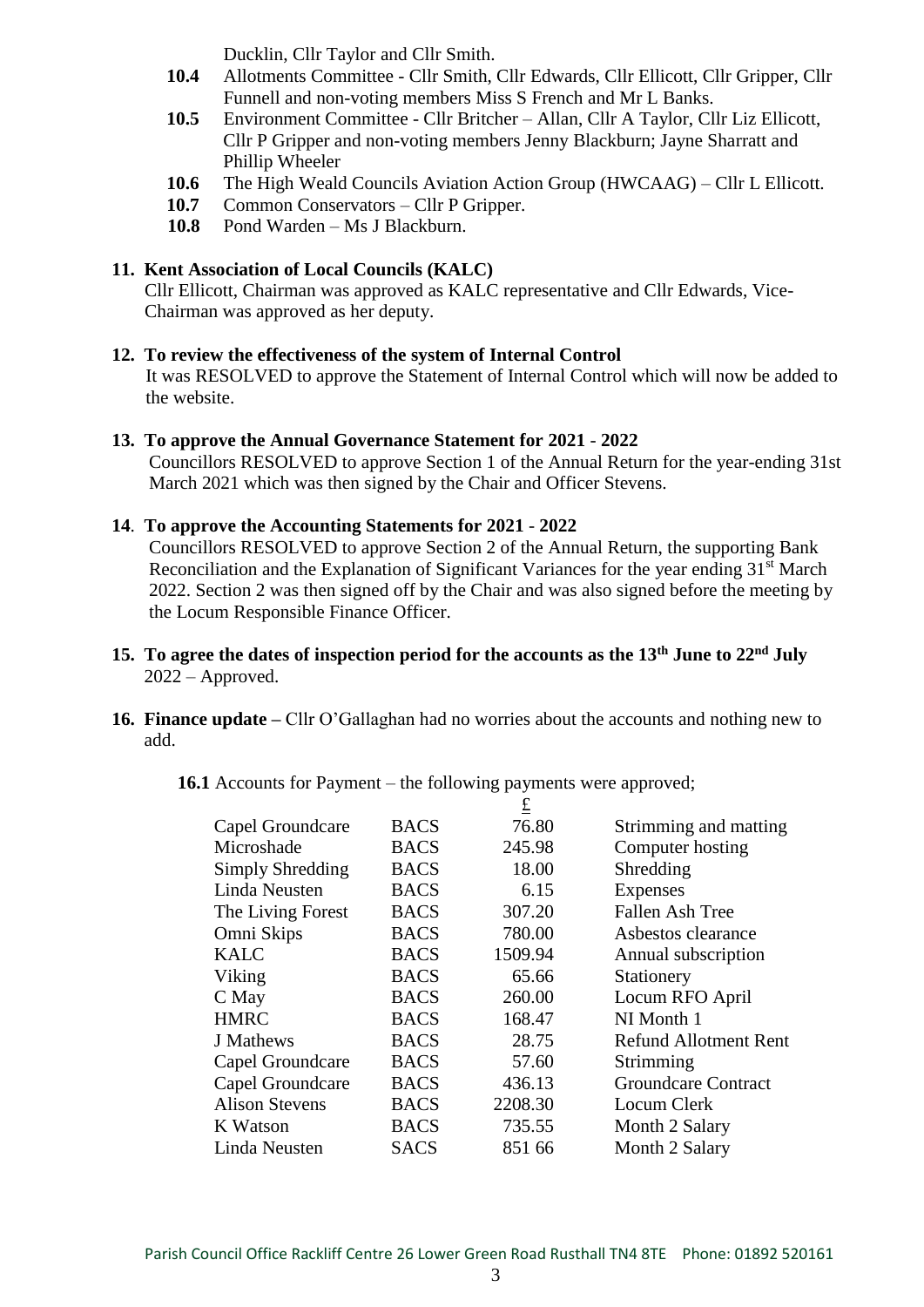Ducklin, Cllr Taylor and Cllr Smith.

**10.4** Allotments Committee - Cllr Smith, Cllr Edwards, Cllr Ellicott, Cllr Gripper, Cllr Funnell and non-voting members Miss S French and Mr L Banks.

**10.5** Environment Committee - Cllr Britcher – Allan, Cllr A Taylor, Cllr Liz Ellicott, Cllr P Gripper and non-voting members Jenny Blackburn; Jayne Sharratt and Phillip Wheeler

**10.6** The High Weald Councils Aviation Action Group (HWCAAG) – Cllr L Ellicott.

**10.7** Common Conservators – Cllr P Gripper.

**10.8** Pond Warden – Ms J Blackburn.

**11. Kent Association of Local Councils (KALC)**

Cllr Ellicott, Chairman was approved as KALC representative and Cllr Edwards, Vice-Chairman was approved as her deputy.

**12. To review the effectiveness of the system of Internal Control**

It was RESOLVED to approve the Statement of Internal Control which will now be added to the website.

**13. To approve the Annual Governance Statement for 2021 - 2022**

Councillors RESOLVED to approve Section 1 of the Annual Return for the year-ending 31st March 2021 which was then signed by the Chair and Officer Stevens.

**14. To approve the Accounting Statements for 2021 - 2022**

Councillors RESOLVED to approve Section 2 of the Annual Return, the supporting Bank Reconciliation and the Explanation of Significant Variances for the year ending 31st March 2022. Section 2 was then signed off by the Chair and was also signed before the meeting by the Locum Responsible Finance Officer.

**15. To agree the dates of inspection period for the accounts as the 13th June to 22nd July** 2022 – Approved.

**16. Finance update –** Cllr O'Gallaghan had no worries about the accounts and nothing new to add.

**16.1** Accounts for Payment – the following payments were approved;

| | | £ | |
|---|---|---|---|
| Capel Groundcare | BACS | 76.80 | Strimming and matting |
| Microshade | BACS | 245.98 | Computer hosting |
| Simply Shredding | BACS | 18.00 | Shredding |
| Linda Neusten | BACS | 6.15 | Expenses |
| The Living Forest | BACS | 307.20 | Fallen Ash Tree |
| Omni Skips | BACS | 780.00 | Asbestos clearance |
| KALC | BACS | 1509.94 | Annual subscription |
| Viking | BACS | 65.66 | Stationery |
| C May | BACS | 260.00 | Locum RFO April |
| HMRC | BACS | 168.47 | NI Month 1 |
| J Mathews | BACS | 28.75 | Refund Allotment Rent |
| Capel Groundcare | BACS | 57.60 | Strimming |
| Capel Groundcare | BACS | 436.13 | Groundcare Contract |
| Alison Stevens | BACS | 2208.30 | Locum Clerk |
| K Watson | BACS | 735.55 | Month 2 Salary |
| Linda Neusten | SACS | 851 66 | Month 2 Salary |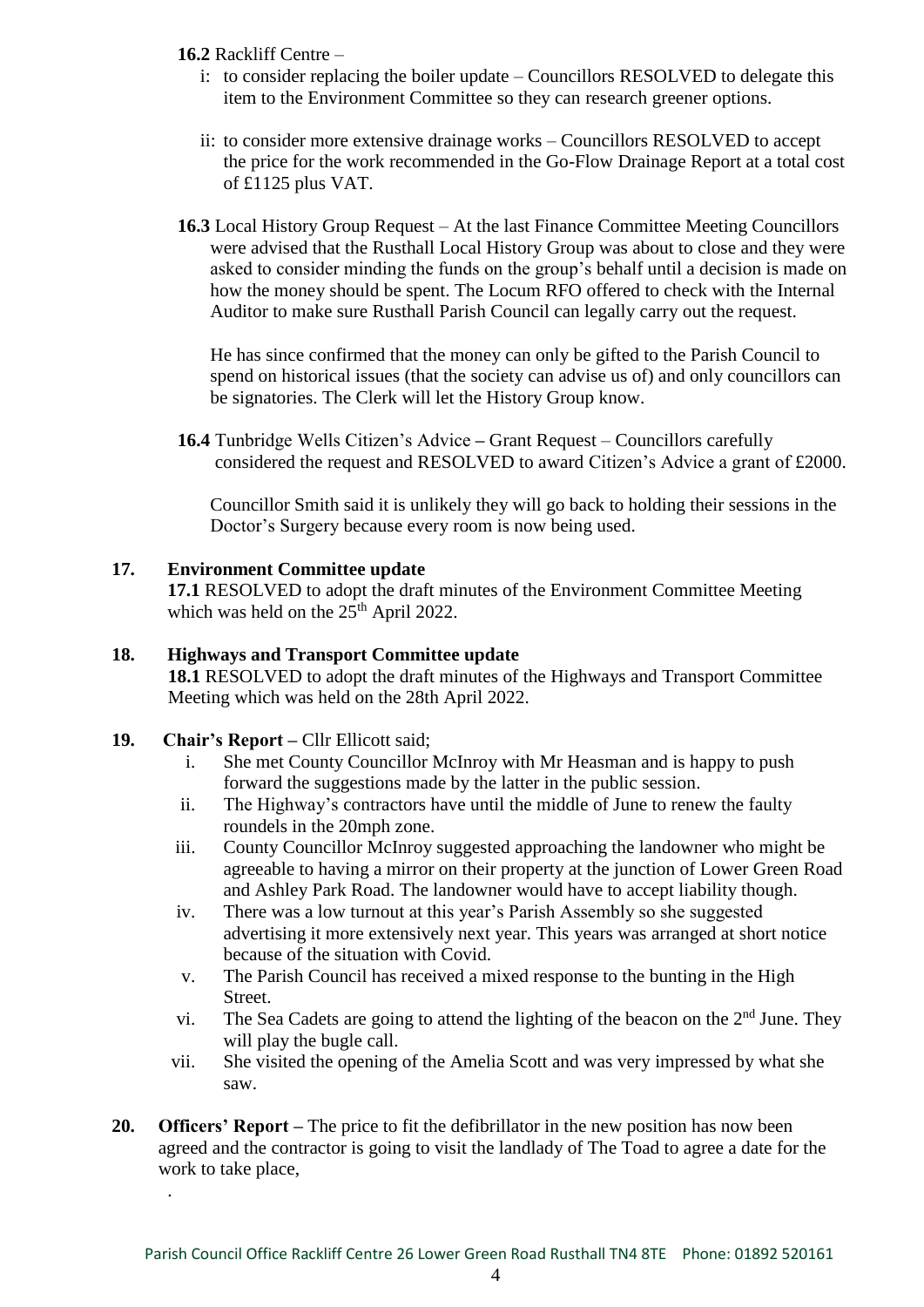**16.2** Rackliff Centre –

i: to consider replacing the boiler update – Councillors RESOLVED to delegate this item to the Environment Committee so they can research greener options.

ii: to consider more extensive drainage works – Councillors RESOLVED to accept the price for the work recommended in the Go-Flow Drainage Report at a total cost of £1125 plus VAT.

**16.3** Local History Group Request – At the last Finance Committee Meeting Councillors were advised that the Rusthall Local History Group was about to close and they were asked to consider minding the funds on the group's behalf until a decision is made on how the money should be spent. The Locum RFO offered to check with the Internal Auditor to make sure Rusthall Parish Council can legally carry out the request.

He has since confirmed that the money can only be gifted to the Parish Council to spend on historical issues (that the society can advise us of) and only councillors can be signatories. The Clerk will let the History Group know.

**16.4** Tunbridge Wells Citizen's Advice **–** Grant Request – Councillors carefully considered the request and RESOLVED to award Citizen's Advice a grant of £2000.

Councillor Smith said it is unlikely they will go back to holding their sessions in the Doctor's Surgery because every room is now being used.

**17. Environment Committee update**

**17.1** RESOLVED to adopt the draft minutes of the Environment Committee Meeting which was held on the 25th April 2022.

**18. Highways and Transport Committee update**

**18.1** RESOLVED to adopt the draft minutes of the Highways and Transport Committee Meeting which was held on the 28th April 2022.

**19. Chair's Report –** Cllr Ellicott said;

i. She met County Councillor McInroy with Mr Heasman and is happy to push forward the suggestions made by the latter in the public session.
ii. The Highway's contractors have until the middle of June to renew the faulty roundels in the 20mph zone.
iii. County Councillor McInroy suggested approaching the landowner who might be agreeable to having a mirror on their property at the junction of Lower Green Road and Ashley Park Road. The landowner would have to accept liability though.
iv. There was a low turnout at this year's Parish Assembly so she suggested advertising it more extensively next year. This years was arranged at short notice because of the situation with Covid.
v. The Parish Council has received a mixed response to the bunting in the High Street.
vi. The Sea Cadets are going to attend the lighting of the beacon on the 2nd June. They will play the bugle call.
vii. She visited the opening of the Amelia Scott and was very impressed by what she saw.

**20. Officers' Report –** The price to fit the defibrillator in the new position has now been agreed and the contractor is going to visit the landlady of The Toad to agree a date for the work to take place,

.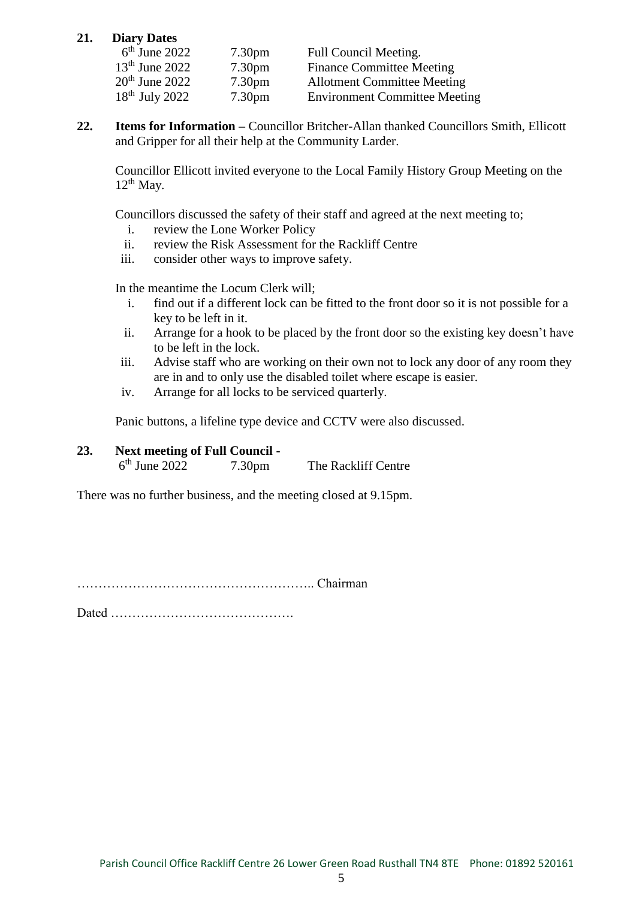**21. Diary Dates**

| | | |
|---|---|---|
| 6th June 2022 | 7.30pm | Full Council Meeting. |
| 13th June 2022 | 7.30pm | Finance Committee Meeting |
| 20th June 2022 | 7.30pm | Allotment Committee Meeting |
| 18th July 2022 | 7.30pm | Environment Committee Meeting |

**22. Items for Information –** Councillor Britcher-Allan thanked Councillors Smith, Ellicott and Gripper for all their help at the Community Larder.

Councillor Ellicott invited everyone to the Local Family History Group Meeting on the 12th May.

Councillors discussed the safety of their staff and agreed at the next meeting to;

- i. review the Lone Worker Policy
- ii. review the Risk Assessment for the Rackliff Centre
- iii. consider other ways to improve safety.

In the meantime the Locum Clerk will;

- i. find out if a different lock can be fitted to the front door so it is not possible for a key to be left in it.
- ii. Arrange for a hook to be placed by the front door so the existing key doesn't have to be left in the lock.
- iii. Advise staff who are working on their own not to lock any door of any room they are in and to only use the disabled toilet where escape is easier.
- iv. Arrange for all locks to be serviced quarterly.

Panic buttons, a lifeline type device and CCTV were also discussed.

**23. Next meeting of Full Council -**

6th June 2022 7.30pm The Rackliff Centre

There was no further business, and the meeting closed at 9.15pm.

……………………………………………….. Chairman

Dated …………………………………….

Parish Council Office Rackliff Centre 26 Lower Green Road Rusthall TN4 8TE Phone: 01892 520161